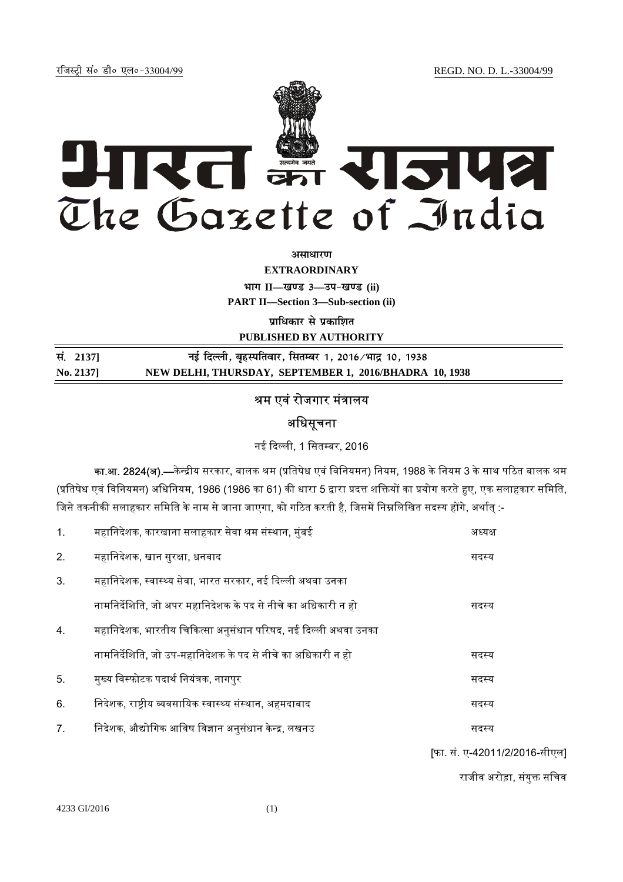रजिस्ट्री सं० डी० एल०-33004/99 REGD. NO. D. L.-33004/99

# भारत का राजपत्र
# The Gazette of India

**असाधारण**

**EXTRAORDINARY**

**भाग II—खण्ड 3—उप-खण्ड (ii)**

**PART II—Section 3—Sub-section (ii)**

**प्राधिकार से प्रकाशित**

**PUBLISHED BY AUTHORITY**

| | |
|---|---|
| **सं. 2137]** | **नई दिल्ली, बृहस्पतिवार, सितम्बर 1, 2016/भाद्र 10, 1938** |
| **No. 2137]** | **NEW DELHI, THURSDAY, SEPTEMBER 1, 2016/BHADRA 10, 1938** |

## श्रम एवं रोजगार मंत्रालय

## अधिसूचना

नई दिल्ली, 1 सितम्बर, 2016

**का.आ. 2824(अ).**—केन्द्रीय सरकार, बालक श्रम (प्रतिषेध एवं विनियमन) नियम, 1988 के नियम 3 के साथ पठित बालक श्रम (प्रतिषेध एवं विनियमन) अधिनियम, 1986 (1986 का 61) की धारा 5 द्वारा प्रदत्त शक्तियों का प्रयोग करते हुए, एक सलाहकार समिति, जिसे तकनीकी सलाहकार समिति के नाम से जाना जाएगा, को गठित करती है, जिसमें निम्नलिखित सदस्य होंगे, अर्थात् :-

| | | |
|---|---|---|
| 1. | महानिदेशक, कारखाना सलाहकार सेवा श्रम संस्थान, मुंबई | अध्यक्ष |
| 2. | महानिदेशक, खान सुरक्षा, धनबाद | सदस्य |
| 3. | महानिदेशक, स्वास्थ्य सेवा, भारत सरकार, नई दिल्ली अथवा उनका नामनिर्देशिति, जो अपर महानिदेशक के पद से नीचे का अधिकारी न हो | सदस्य |
| 4. | महानिदेशक, भारतीय चिकित्सा अनुसंधान परिषद, नई दिल्ली अथवा उनका नामनिर्देशिति, जो उप-महानिदेशक के पद से नीचे का अधिकारी न हो | सदस्य |
| 5. | मुख्य विस्फोटक पदार्थ नियंत्रक, नागपुर | सदस्य |
| 6. | निदेशक, राष्ट्रीय व्यवसायिक स्वास्थ्य संस्थान, अहमदाबाद | सदस्य |
| 7. | निदेशक, औद्योगिक आविष विज्ञान अनुसंधान केन्द्र, लखनउ | सदस्य |

[फा. सं. ए-42011/2/2016-सीएल]

राजीव अरोड़ा, संयुक्त सचिव

4233 GI/2016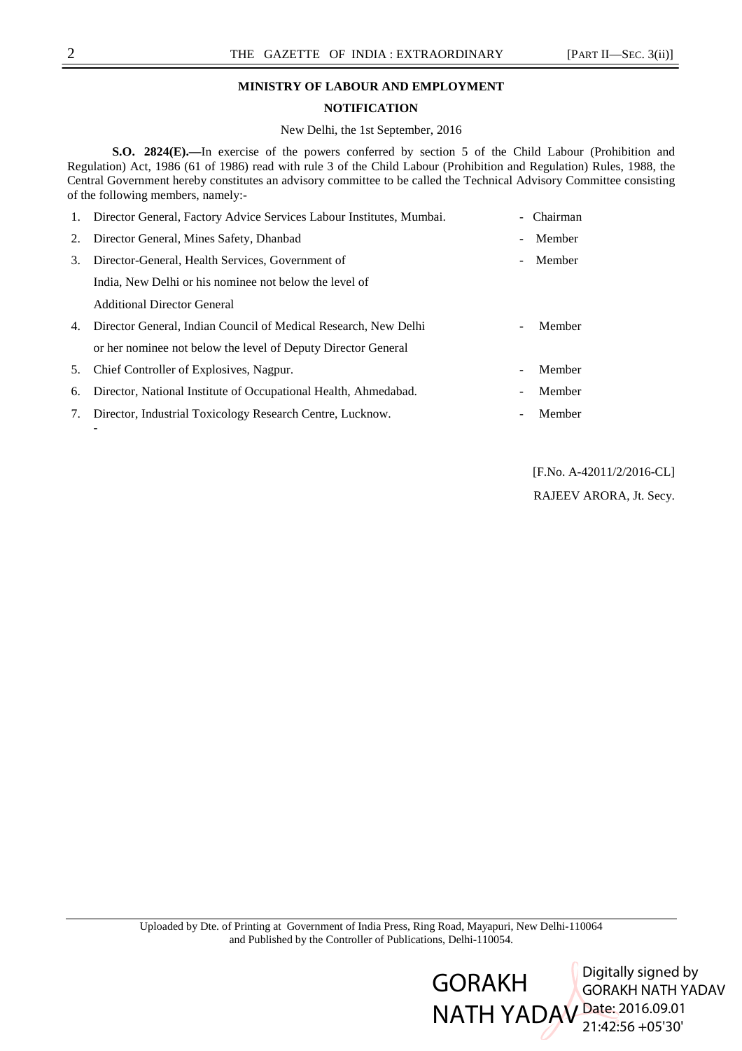**MINISTRY OF LABOUR AND EMPLOYMENT**

**NOTIFICATION**

New Delhi, the 1st September, 2016

**S.O. 2824(E).—**In exercise of the powers conferred by section 5 of the Child Labour (Prohibition and Regulation) Act, 1986 (61 of 1986) read with rule 3 of the Child Labour (Prohibition and Regulation) Rules, 1988, the Central Government hereby constitutes an advisory committee to be called the Technical Advisory Committee consisting of the following members, namely:-

| | | |
|---|---|---|
| 1. | Director General, Factory Advice Services Labour Institutes, Mumbai. | - Chairman |
| 2. | Director General, Mines Safety, Dhanbad | - Member |
| 3. | Director-General, Health Services, Government of India, New Delhi or his nominee not below the level of Additional Director General | - Member |
| 4. | Director General, Indian Council of Medical Research, New Delhi or her nominee not below the level of Deputy Director General | - Member |
| 5. | Chief Controller of Explosives, Nagpur. | - Member |
| 6. | Director, National Institute of Occupational Health, Ahmedabad. | - Member |
| 7. | Director, Industrial Toxicology Research Centre, Lucknow. | - Member |

-

[F.No. A-42011/2/2016-CL]

RAJEEV ARORA, Jt. Secy.

Uploaded by Dte. of Printing at Government of India Press, Ring Road, Mayapuri, New Delhi-110064 and Published by the Controller of Publications, Delhi-110054.

GORAKH NATH YADAV

Digitally signed by GORAKH NATH YADAV
Date: 2016.09.01 21:42:56 +05'30'